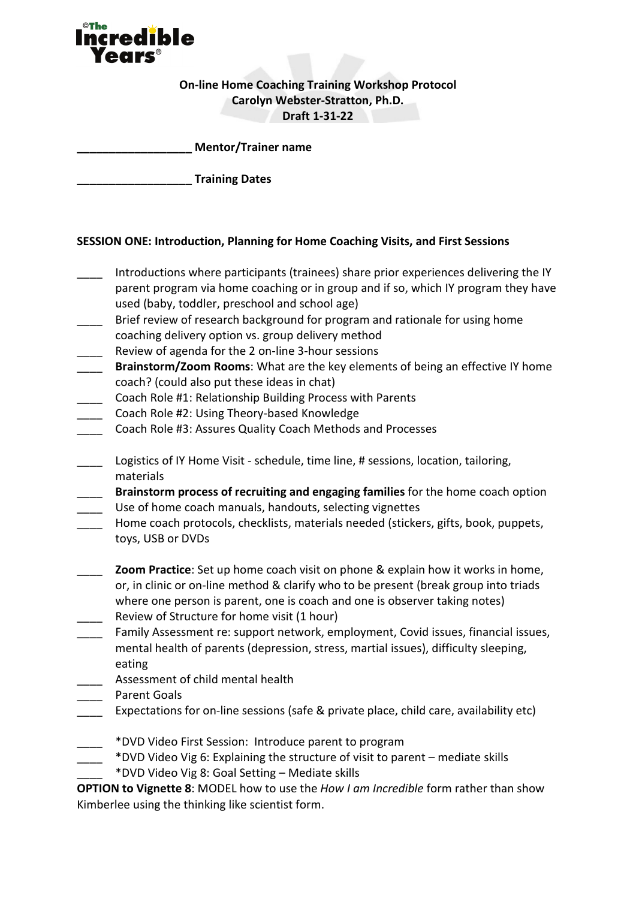**On-line Home Coaching Training Workshop Protocol**
**Carolyn Webster-Stratton, Ph.D.**
**Draft 1-31-22**

__________________ **Mentor/Trainer name**

__________________ **Training Dates**

**SESSION ONE: Introduction, Planning for Home Coaching Visits, and First Sessions**

____ Introductions where participants (trainees) share prior experiences delivering the IY parent program via home coaching or in group and if so, which IY program they have used (baby, toddler, preschool and school age)
____ Brief review of research background for program and rationale for using home coaching delivery option vs. group delivery method
____ Review of agenda for the 2 on-line 3-hour sessions
____ **Brainstorm/Zoom Rooms**: What are the key elements of being an effective IY home coach? (could also put these ideas in chat)
____ Coach Role #1: Relationship Building Process with Parents
____ Coach Role #2: Using Theory-based Knowledge
____ Coach Role #3: Assures Quality Coach Methods and Processes

____ Logistics of IY Home Visit - schedule, time line, # sessions, location, tailoring, materials
____ **Brainstorm process of recruiting and engaging families** for the home coach option
____ Use of home coach manuals, handouts, selecting vignettes
____ Home coach protocols, checklists, materials needed (stickers, gifts, book, puppets, toys, USB or DVDs

____ **Zoom Practice**: Set up home coach visit on phone & explain how it works in home, or, in clinic or on-line method & clarify who to be present (break group into triads where one person is parent, one is coach and one is observer taking notes)
____ Review of Structure for home visit (1 hour)
____ Family Assessment re: support network, employment, Covid issues, financial issues, mental health of parents (depression, stress, martial issues), difficulty sleeping, eating
____ Assessment of child mental health
____ Parent Goals
____ Expectations for on-line sessions (safe & private place, child care, availability etc)

____ *DVD Video First Session: Introduce parent to program
____ *DVD Video Vig 6: Explaining the structure of visit to parent – mediate skills
____ *DVD Video Vig 8: Goal Setting – Mediate skills

**OPTION to Vignette 8**: MODEL how to use the *How I am Incredible* form rather than show Kimberlee using the thinking like scientist form.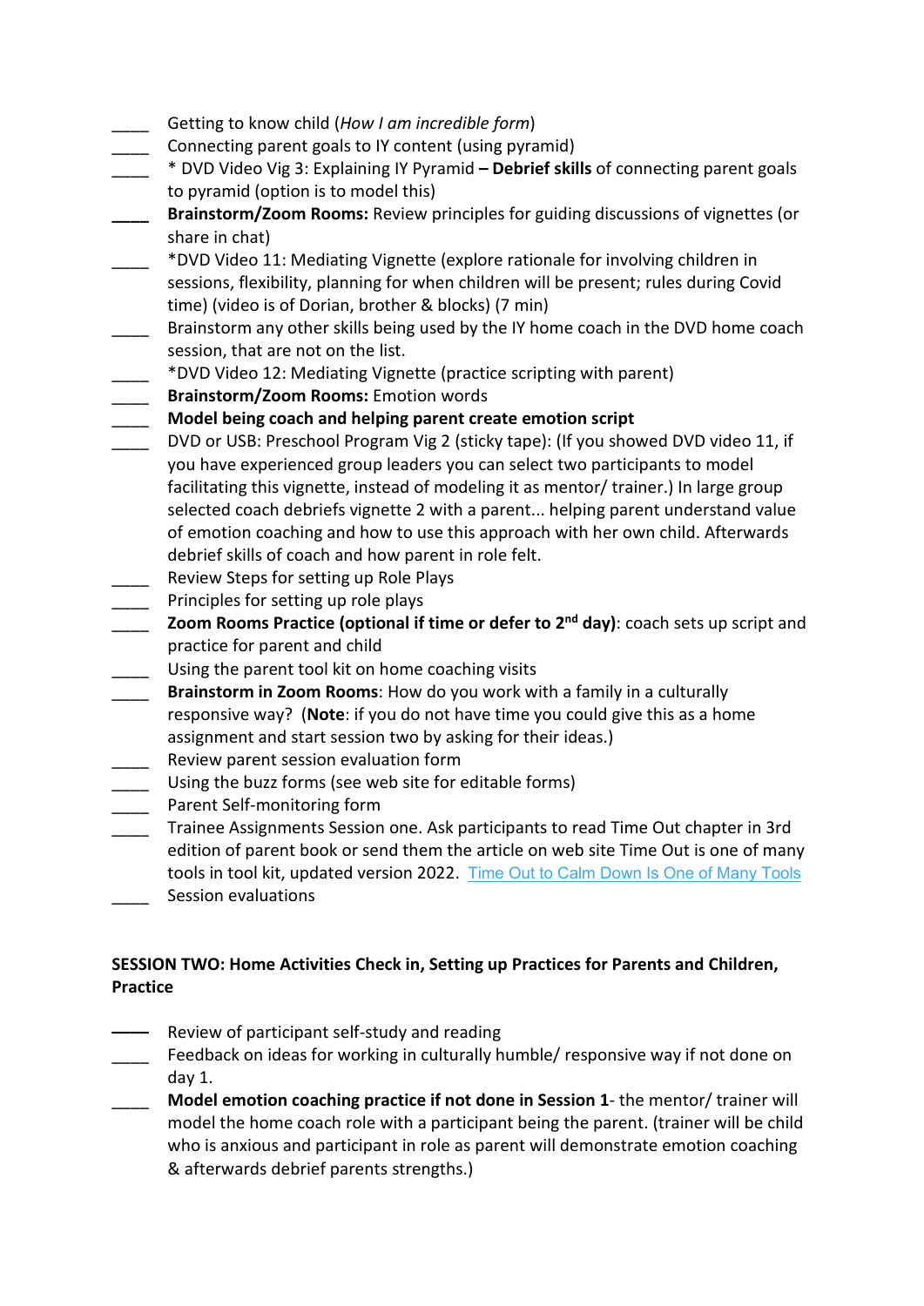____ Getting to know child (*How I am incredible form*)

____ Connecting parent goals to IY content (using pyramid)

____ * DVD Video Vig 3: Explaining IY Pyramid **– Debrief skills** of connecting parent goals to pyramid (option is to model this)

**____** **Brainstorm/Zoom Rooms:** Review principles for guiding discussions of vignettes (or share in chat)

____ *DVD Video 11: Mediating Vignette (explore rationale for involving children in sessions, flexibility, planning for when children will be present; rules during Covid time) (video is of Dorian, brother & blocks) (7 min)

____ Brainstorm any other skills being used by the IY home coach in the DVD home coach session, that are not on the list.

____ *DVD Video 12: Mediating Vignette (practice scripting with parent)

____ **Brainstorm/Zoom Rooms:** Emotion words

____ **Model being coach and helping parent create emotion script**

____ DVD or USB: Preschool Program Vig 2 (sticky tape): (If you showed DVD video 11, if you have experienced group leaders you can select two participants to model facilitating this vignette, instead of modeling it as mentor/ trainer.) In large group selected coach debriefs vignette 2 with a parent... helping parent understand value of emotion coaching and how to use this approach with her own child. Afterwards debrief skills of coach and how parent in role felt.

____ Review Steps for setting up Role Plays

____ Principles for setting up role plays

____ **Zoom Rooms Practice (optional if time or defer to 2nd day)**: coach sets up script and practice for parent and child

____ Using the parent tool kit on home coaching visits

____ **Brainstorm in Zoom Rooms**: How do you work with a family in a culturally responsive way? (**Note**: if you do not have time you could give this as a home assignment and start session two by asking for their ideas.)

____ Review parent session evaluation form

____ Using the buzz forms (see web site for editable forms)

____ Parent Self-monitoring form

____ Trainee Assignments Session one. Ask participants to read Time Out chapter in 3rd edition of parent book or send them the article on web site Time Out is one of many tools in tool kit, updated version 2022. [Time Out to Calm Down Is One of Many Tools]

____ Session evaluations

**SESSION TWO: Home Activities Check in, Setting up Practices for Parents and Children, Practice**

____ Review of participant self-study and reading

____ Feedback on ideas for working in culturally humble/ responsive way if not done on day 1.

____ **Model emotion coaching practice if not done in Session 1**- the mentor/ trainer will model the home coach role with a participant being the parent. (trainer will be child who is anxious and participant in role as parent will demonstrate emotion coaching & afterwards debrief parents strengths.)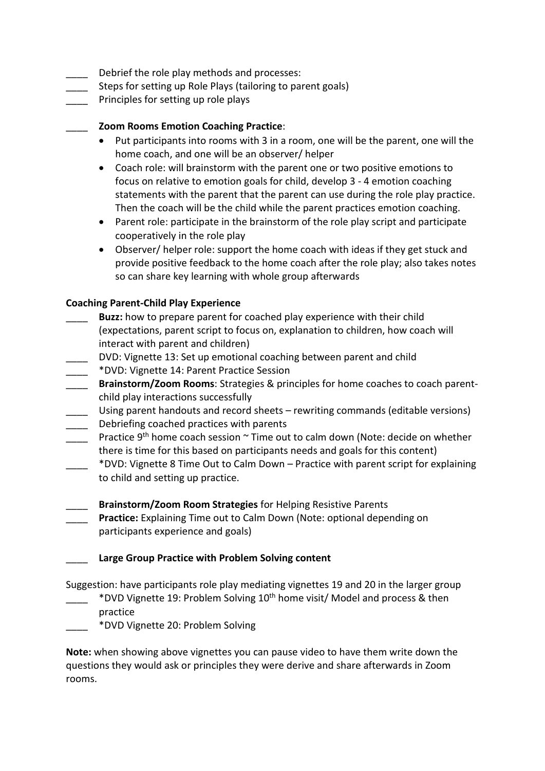____ Debrief the role play methods and processes:
____ Steps for setting up Role Plays (tailoring to parent goals)
____ Principles for setting up role plays

____ **Zoom Rooms Emotion Coaching Practice**:

- Put participants into rooms with 3 in a room, one will be the parent, one will the home coach, and one will be an observer/ helper
- Coach role: will brainstorm with the parent one or two positive emotions to focus on relative to emotion goals for child, develop 3 - 4 emotion coaching statements with the parent that the parent can use during the role play practice. Then the coach will be the child while the parent practices emotion coaching.
- Parent role: participate in the brainstorm of the role play script and participate cooperatively in the role play
- Observer/ helper role: support the home coach with ideas if they get stuck and provide positive feedback to the home coach after the role play; also takes notes so can share key learning with whole group afterwards

**Coaching Parent-Child Play Experience**

____ **Buzz:** how to prepare parent for coached play experience with their child (expectations, parent script to focus on, explanation to children, how coach will interact with parent and children)
____ DVD: Vignette 13: Set up emotional coaching between parent and child
____ *DVD: Vignette 14: Parent Practice Session
____ **Brainstorm/Zoom Rooms**: Strategies & principles for home coaches to coach parent-child play interactions successfully
____ Using parent handouts and record sheets – rewriting commands (editable versions)
____ Debriefing coached practices with parents
____ Practice 9th home coach session ~ Time out to calm down (Note: decide on whether there is time for this based on participants needs and goals for this content)
____ *DVD: Vignette 8 Time Out to Calm Down – Practice with parent script for explaining to child and setting up practice.

____ **Brainstorm/Zoom Room Strategies** for Helping Resistive Parents
____ **Practice:** Explaining Time out to Calm Down (Note: optional depending on participants experience and goals)

____ **Large Group Practice with Problem Solving content**

Suggestion: have participants role play mediating vignettes 19 and 20 in the larger group

____ *DVD Vignette 19: Problem Solving 10th home visit/ Model and process & then practice
____ *DVD Vignette 20: Problem Solving

**Note:** when showing above vignettes you can pause video to have them write down the questions they would ask or principles they were derive and share afterwards in Zoom rooms.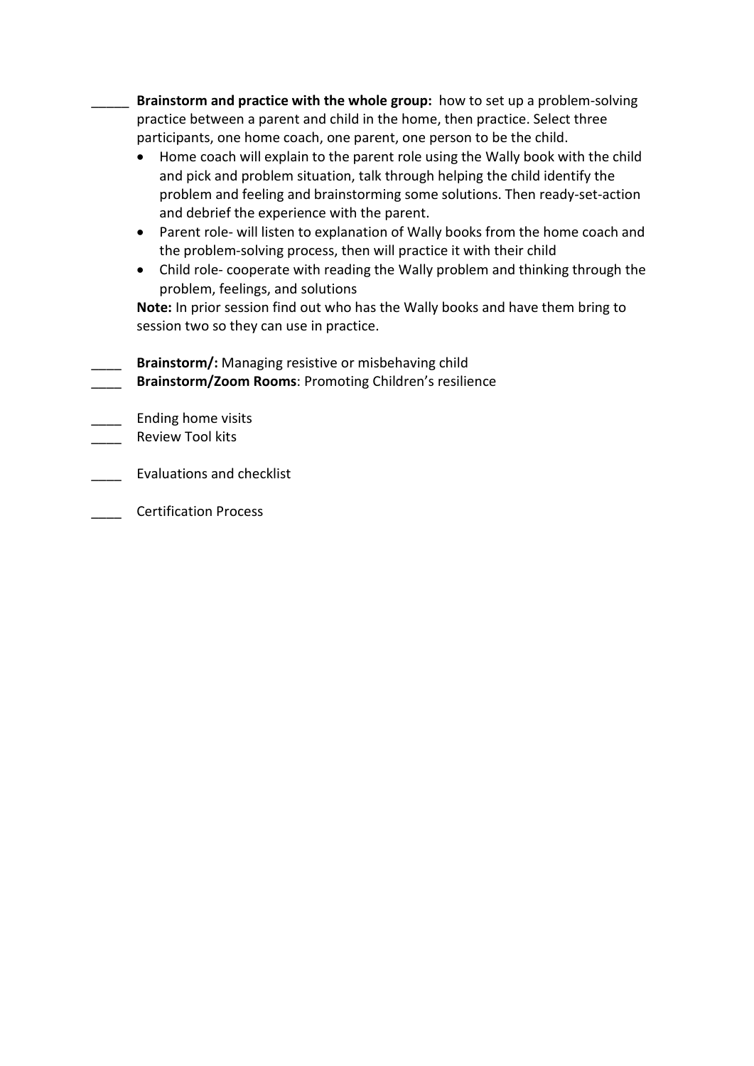_____ **Brainstorm and practice with the whole group:** how to set up a problem-solving practice between a parent and child in the home, then practice. Select three participants, one home coach, one parent, one person to be the child.

- Home coach will explain to the parent role using the Wally book with the child and pick and problem situation, talk through helping the child identify the problem and feeling and brainstorming some solutions. Then ready-set-action and debrief the experience with the parent.
- Parent role- will listen to explanation of Wally books from the home coach and the problem-solving process, then will practice it with their child
- Child role- cooperate with reading the Wally problem and thinking through the problem, feelings, and solutions

**Note:** In prior session find out who has the Wally books and have them bring to session two so they can use in practice.

____ **Brainstorm/:** Managing resistive or misbehaving child

____ **Brainstorm/Zoom Rooms**: Promoting Children's resilience

____ Ending home visits

____ Review Tool kits

____ Evaluations and checklist

____ Certification Process